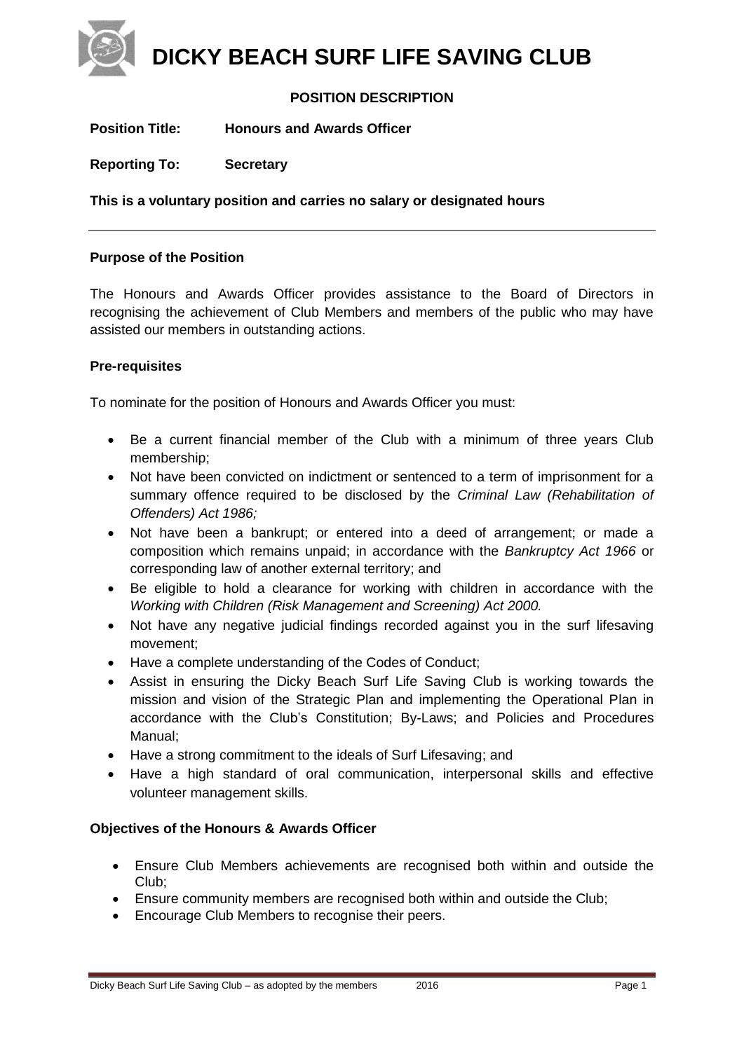# DICKY BEACH SURF LIFE SAVING CLUB

**POSITION DESCRIPTION**

**Position Title:** **Honours and Awards Officer**

**Reporting To:** **Secretary**

**This is a voluntary position and carries no salary or designated hours**

---

### Purpose of the Position

The Honours and Awards Officer provides assistance to the Board of Directors in recognising the achievement of Club Members and members of the public who may have assisted our members in outstanding actions.

### Pre-requisites

To nominate for the position of Honours and Awards Officer you must:

- Be a current financial member of the Club with a minimum of three years Club membership;
- Not have been convicted on indictment or sentenced to a term of imprisonment for a summary offence required to be disclosed by the *Criminal Law (Rehabilitation of Offenders) Act 1986;*
- Not have been a bankrupt; or entered into a deed of arrangement; or made a composition which remains unpaid; in accordance with the *Bankruptcy Act 1966* or corresponding law of another external territory; and
- Be eligible to hold a clearance for working with children in accordance with the *Working with Children (Risk Management and Screening) Act 2000.*
- Not have any negative judicial findings recorded against you in the surf lifesaving movement;
- Have a complete understanding of the Codes of Conduct;
- Assist in ensuring the Dicky Beach Surf Life Saving Club is working towards the mission and vision of the Strategic Plan and implementing the Operational Plan in accordance with the Club's Constitution; By-Laws; and Policies and Procedures Manual;
- Have a strong commitment to the ideals of Surf Lifesaving; and
- Have a high standard of oral communication, interpersonal skills and effective volunteer management skills.

### Objectives of the Honours & Awards Officer

- Ensure Club Members achievements are recognised both within and outside the Club;
- Ensure community members are recognised both within and outside the Club;
- Encourage Club Members to recognise their peers.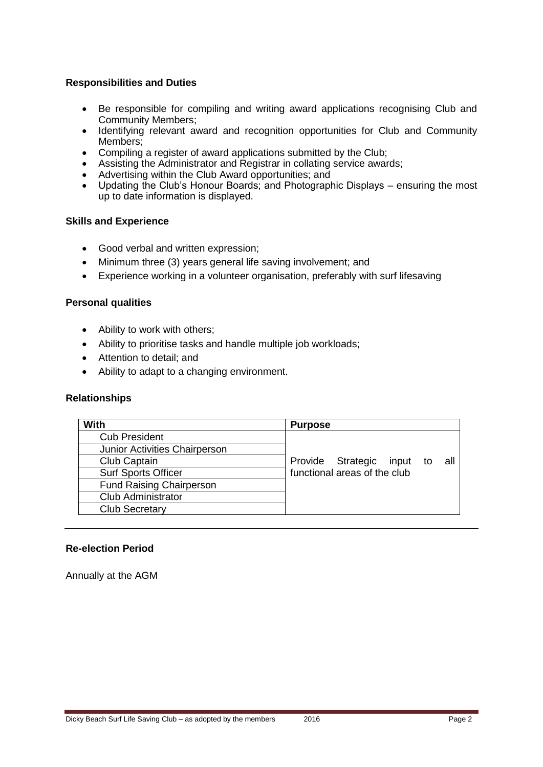**Responsibilities and Duties**

- Be responsible for compiling and writing award applications recognising Club and Community Members;
- Identifying relevant award and recognition opportunities for Club and Community Members;
- Compiling a register of award applications submitted by the Club;
- Assisting the Administrator and Registrar in collating service awards;
- Advertising within the Club Award opportunities; and
- Updating the Club's Honour Boards; and Photographic Displays – ensuring the most up to date information is displayed.

**Skills and Experience**

- Good verbal and written expression;
- Minimum three (3) years general life saving involvement; and
- Experience working in a volunteer organisation, preferably with surf lifesaving

**Personal qualities**

- Ability to work with others;
- Ability to prioritise tasks and handle multiple job workloads;
- Attention to detail; and
- Ability to adapt to a changing environment.

**Relationships**

| With | Purpose |
|---|---|
| Cub President | Provide Strategic input to all functional areas of the club |
| Junior Activities Chairperson | |
| Club Captain | |
| Surf Sports Officer | |
| Fund Raising Chairperson | |
| Club Administrator | |
| Club Secretary | |

**Re-election Period**

Annually at the AGM